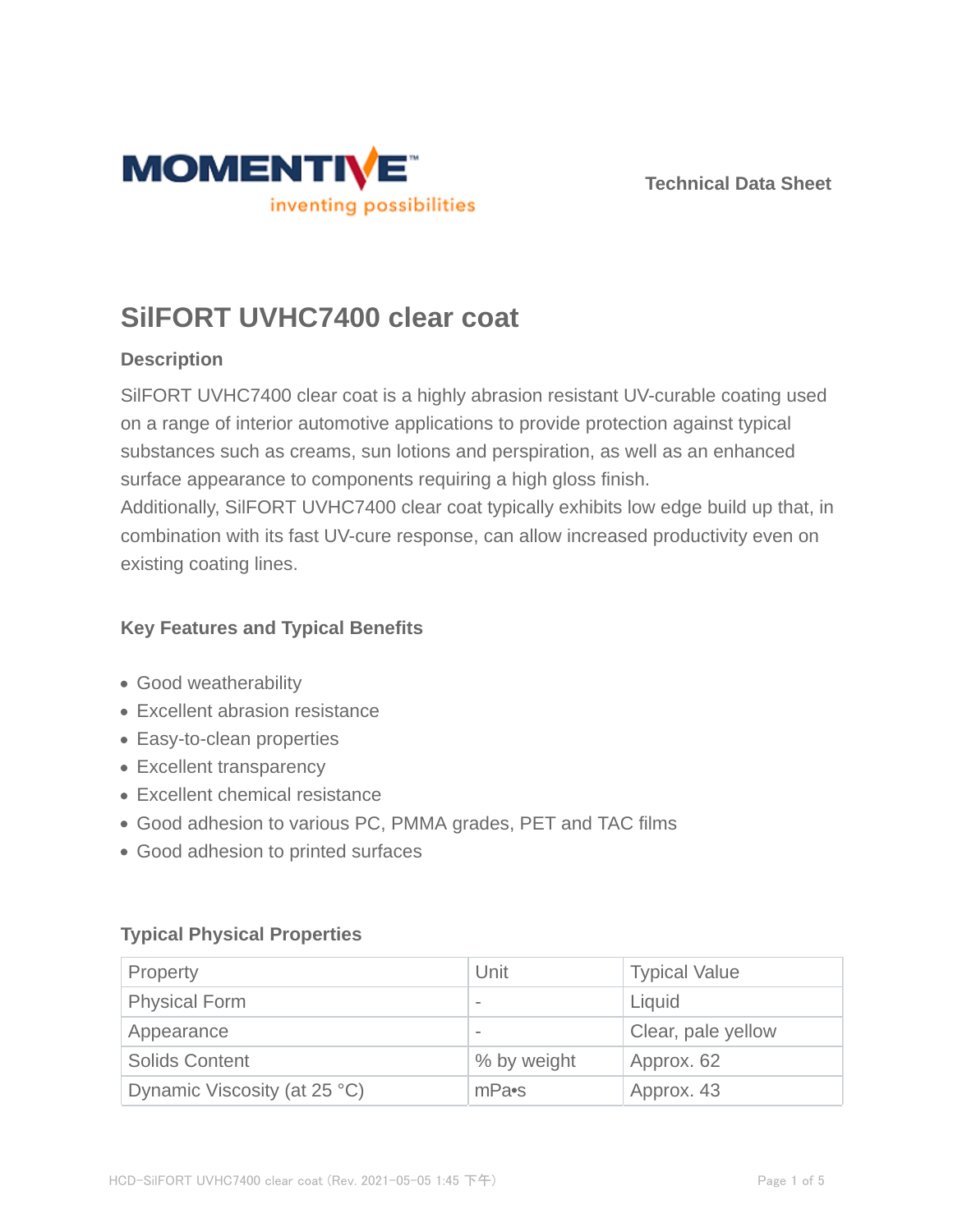MOMENTIVE

inventing possibilities

Technical Data Sheet

# SilFORT UVHC7400 clear coat

## Description

SilFORT UVHC7400 clear coat is a highly abrasion resistant UV-curable coating used on a range of interior automotive applications to provide protection against typical substances such as creams, sun lotions and perspiration, as well as an enhanced surface appearance to components requiring a high gloss finish.
Additionally, SilFORT UVHC7400 clear coat typically exhibits low edge build up that, in combination with its fast UV-cure response, can allow increased productivity even on existing coating lines.

## Key Features and Typical Benefits

- Good weatherability
- Excellent abrasion resistance
- Easy-to-clean properties
- Excellent transparency
- Excellent chemical resistance
- Good adhesion to various PC, PMMA grades, PET and TAC films
- Good adhesion to printed surfaces

## Typical Physical Properties

| Property | Unit | Typical Value |
|---|---|---|
| Physical Form | - | Liquid |
| Appearance | - | Clear, pale yellow |
| Solids Content | % by weight | Approx. 62 |
| Dynamic Viscosity (at 25 °C) | mPa•s | Approx. 43 |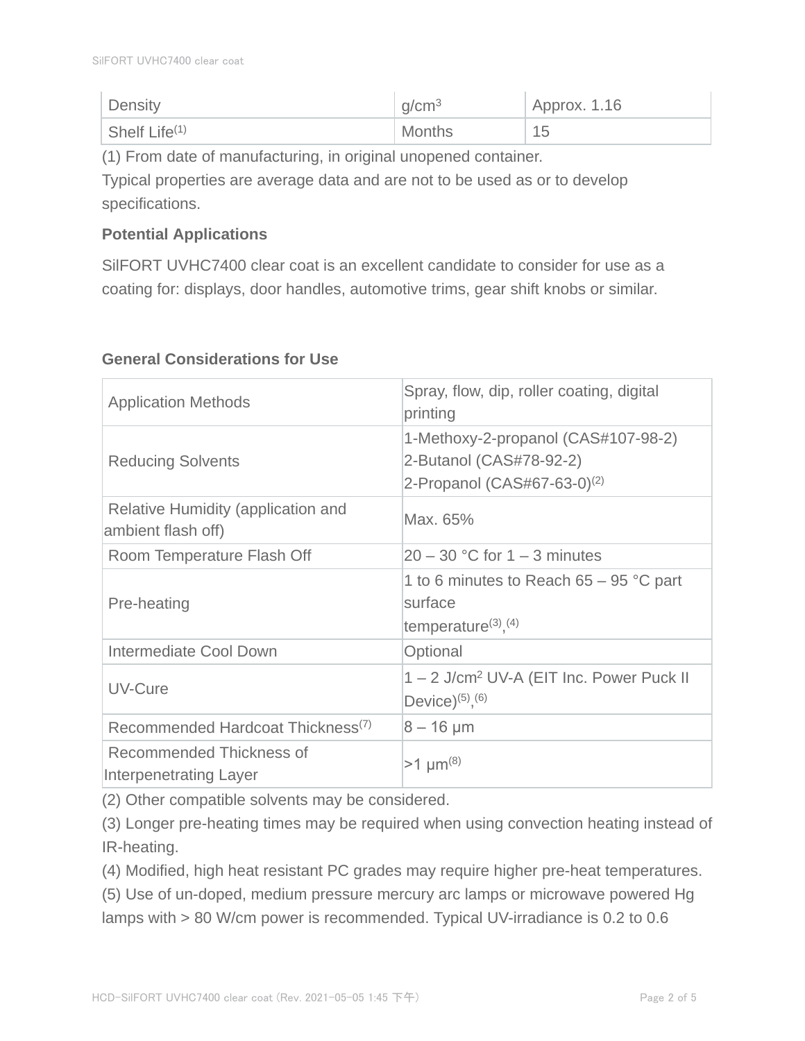| Density | $g/cm^3$ | Approx. 1.16 |
|---|---|---|
| Shelf Life[1] | Months | 15 |

(1) From date of manufacturing, in original unopened container.

Typical properties are average data and are not to be used as or to develop specifications.

### Potential Applications

SilFORT UVHC7400 clear coat is an excellent candidate to consider for use as a coating for: displays, door handles, automotive trims, gear shift knobs or similar.

### General Considerations for Use

| | |
|---|---|
| Application Methods | Spray, flow, dip, roller coating, digital printing |
| Reducing Solvents | 1-Methoxy-2-propanol (CAS#107-98-2)<br>2-Butanol (CAS#78-92-2)<br>2-Propanol (CAS#67-63-0)[2] |
| Relative Humidity (application and ambient flash off) | Max. 65% |
| Room Temperature Flash Off | 20 – 30 °C for 1 – 3 minutes |
| Pre-heating | 1 to 6 minutes to Reach 65 – 95 °C part surface temperature[3],[4] |
| Intermediate Cool Down | Optional |
| UV-Cure | 1 – 2 $J/cm^2$ UV-A (EIT Inc. Power Puck II Device)[5],[6] |
| Recommended Hardcoat Thickness[7] | 8 – 16 µm |
| Recommended Thickness of Interpenetrating Layer | >1 µm[8] |

(2) Other compatible solvents may be considered.

(3) Longer pre-heating times may be required when using convection heating instead of IR-heating.

(4) Modified, high heat resistant PC grades may require higher pre-heat temperatures.

(5) Use of un-doped, medium pressure mercury arc lamps or microwave powered Hg lamps with > 80 W/cm power is recommended. Typical UV-irradiance is 0.2 to 0.6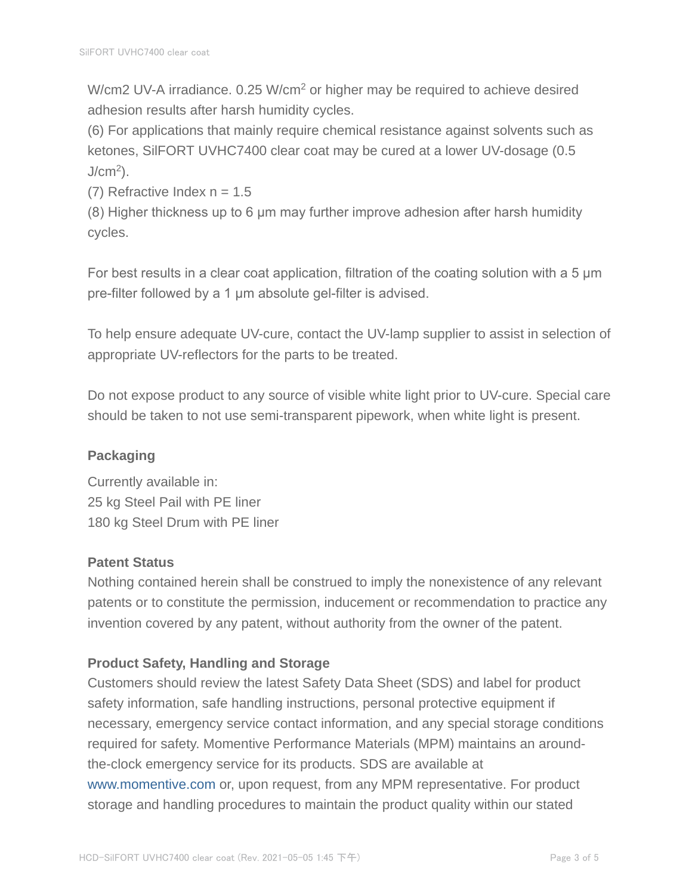W/cm2 UV-A irradiance. 0.25 W/$cm^2$ or higher may be required to achieve desired adhesion results after harsh humidity cycles.

(6) For applications that mainly require chemical resistance against solvents such as ketones, SilFORT UVHC7400 clear coat may be cured at a lower UV-dosage (0.5 J/$cm^2$).

(7) Refractive Index n = 1.5

(8) Higher thickness up to 6 µm may further improve adhesion after harsh humidity cycles.

For best results in a clear coat application, filtration of the coating solution with a 5 µm pre-filter followed by a 1 µm absolute gel-filter is advised.

To help ensure adequate UV-cure, contact the UV-lamp supplier to assist in selection of appropriate UV-reflectors for the parts to be treated.

Do not expose product to any source of visible white light prior to UV-cure. Special care should be taken to not use semi-transparent pipework, when white light is present.

### Packaging

Currently available in:
25 kg Steel Pail with PE liner
180 kg Steel Drum with PE liner

### Patent Status

Nothing contained herein shall be construed to imply the nonexistence of any relevant patents or to constitute the permission, inducement or recommendation to practice any invention covered by any patent, without authority from the owner of the patent.

### Product Safety, Handling and Storage

Customers should review the latest Safety Data Sheet (SDS) and label for product safety information, safe handling instructions, personal protective equipment if necessary, emergency service contact information, and any special storage conditions required for safety. Momentive Performance Materials (MPM) maintains an around-the-clock emergency service for its products. SDS are available at www.momentive.com or, upon request, from any MPM representative. For product storage and handling procedures to maintain the product quality within our stated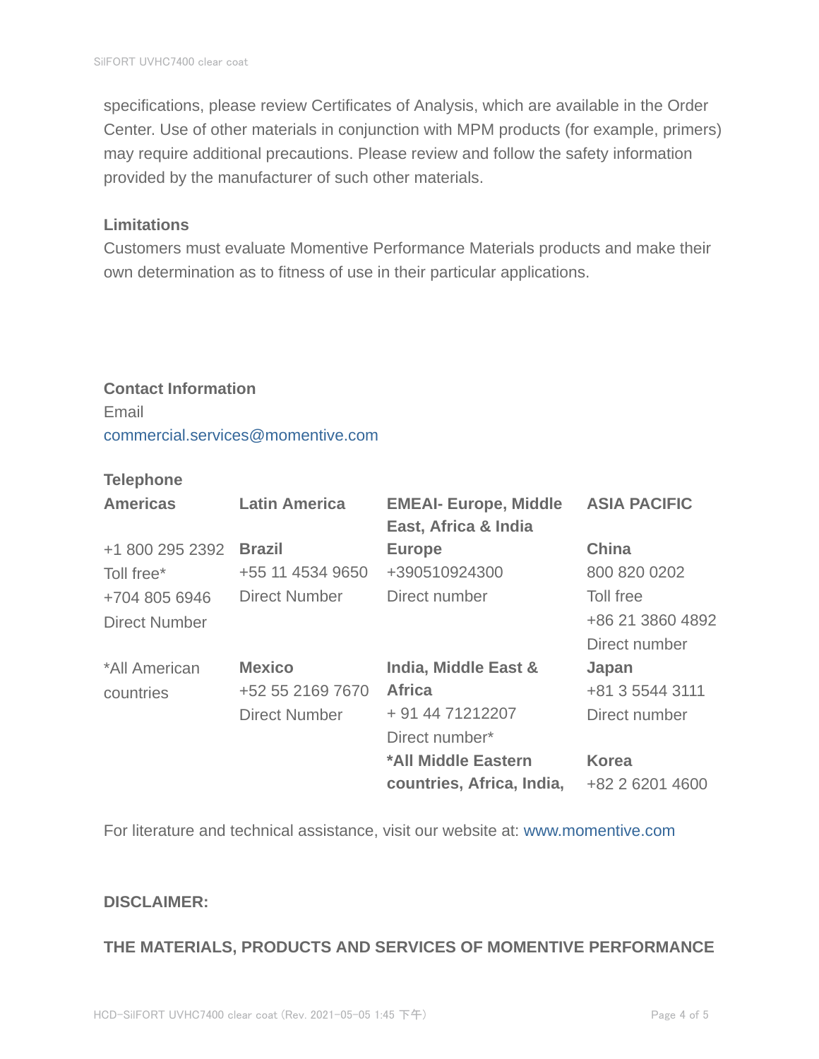specifications, please review Certificates of Analysis, which are available in the Order Center. Use of other materials in conjunction with MPM products (for example, primers) may require additional precautions. Please review and follow the safety information provided by the manufacturer of such other materials.

**Limitations**

Customers must evaluate Momentive Performance Materials products and make their own determination as to fitness of use in their particular applications.

**Contact Information**

Email

commercial.services@momentive.com

**Telephone**

| **Americas** | **Latin America** | **EMEAI- Europe, Middle East, Africa & India** | **ASIA PACIFIC** |
|---|---|---|---|
| +1 800 295 2392<br>Toll free*<br>+704 805 6946<br>Direct Number | **Brazil**<br>+55 11 4534 9650<br>Direct Number | **Europe**<br>+390510924300<br>Direct number | **China**<br>800 820 0202<br>Toll free<br>+86 21 3860 4892<br>Direct number |
| *All American countries | **Mexico**<br>+52 55 2169 7670<br>Direct Number | **India, Middle East & Africa**<br>+ 91 44 71212207<br>Direct number* | **Japan**<br>+81 3 5544 3111<br>Direct number |
| | | ***All Middle Eastern countries, Africa, India,** | **Korea**<br>+82 2 6201 4600 |

For literature and technical assistance, visit our website at: www.momentive.com

**DISCLAIMER:**

**THE MATERIALS, PRODUCTS AND SERVICES OF MOMENTIVE PERFORMANCE**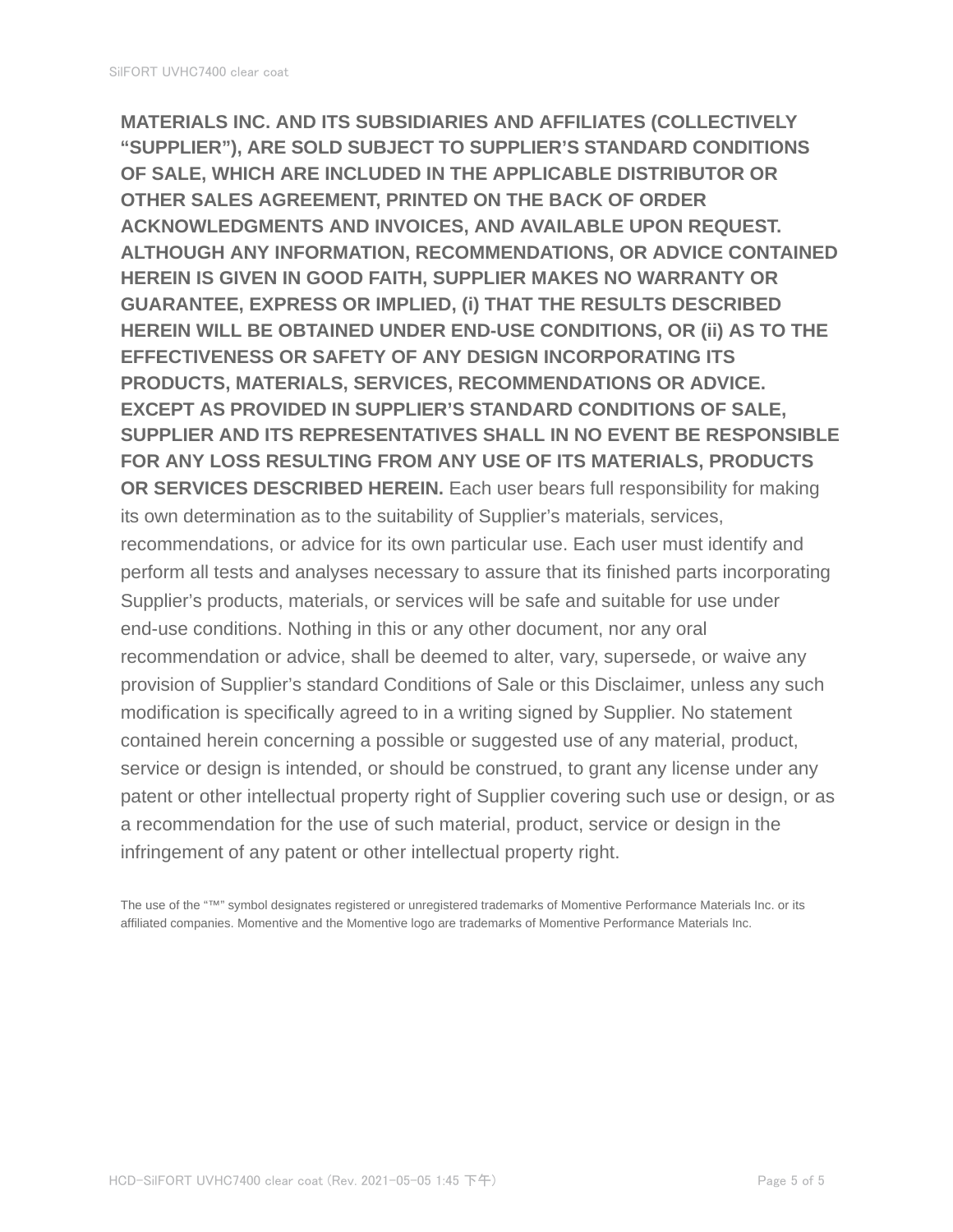**MATERIALS INC. AND ITS SUBSIDIARIES AND AFFILIATES (COLLECTIVELY "SUPPLIER"), ARE SOLD SUBJECT TO SUPPLIER'S STANDARD CONDITIONS OF SALE, WHICH ARE INCLUDED IN THE APPLICABLE DISTRIBUTOR OR OTHER SALES AGREEMENT, PRINTED ON THE BACK OF ORDER ACKNOWLEDGMENTS AND INVOICES, AND AVAILABLE UPON REQUEST. ALTHOUGH ANY INFORMATION, RECOMMENDATIONS, OR ADVICE CONTAINED HEREIN IS GIVEN IN GOOD FAITH, SUPPLIER MAKES NO WARRANTY OR GUARANTEE, EXPRESS OR IMPLIED, (i) THAT THE RESULTS DESCRIBED HEREIN WILL BE OBTAINED UNDER END-USE CONDITIONS, OR (ii) AS TO THE EFFECTIVENESS OR SAFETY OF ANY DESIGN INCORPORATING ITS PRODUCTS, MATERIALS, SERVICES, RECOMMENDATIONS OR ADVICE. EXCEPT AS PROVIDED IN SUPPLIER'S STANDARD CONDITIONS OF SALE, SUPPLIER AND ITS REPRESENTATIVES SHALL IN NO EVENT BE RESPONSIBLE FOR ANY LOSS RESULTING FROM ANY USE OF ITS MATERIALS, PRODUCTS OR SERVICES DESCRIBED HEREIN.** Each user bears full responsibility for making its own determination as to the suitability of Supplier's materials, services, recommendations, or advice for its own particular use. Each user must identify and perform all tests and analyses necessary to assure that its finished parts incorporating Supplier's products, materials, or services will be safe and suitable for use under end-use conditions. Nothing in this or any other document, nor any oral recommendation or advice, shall be deemed to alter, vary, supersede, or waive any provision of Supplier's standard Conditions of Sale or this Disclaimer, unless any such modification is specifically agreed to in a writing signed by Supplier. No statement contained herein concerning a possible or suggested use of any material, product, service or design is intended, or should be construed, to grant any license under any patent or other intellectual property right of Supplier covering such use or design, or as a recommendation for the use of such material, product, service or design in the infringement of any patent or other intellectual property right.

The use of the "™" symbol designates registered or unregistered trademarks of Momentive Performance Materials Inc. or its affiliated companies. Momentive and the Momentive logo are trademarks of Momentive Performance Materials Inc.